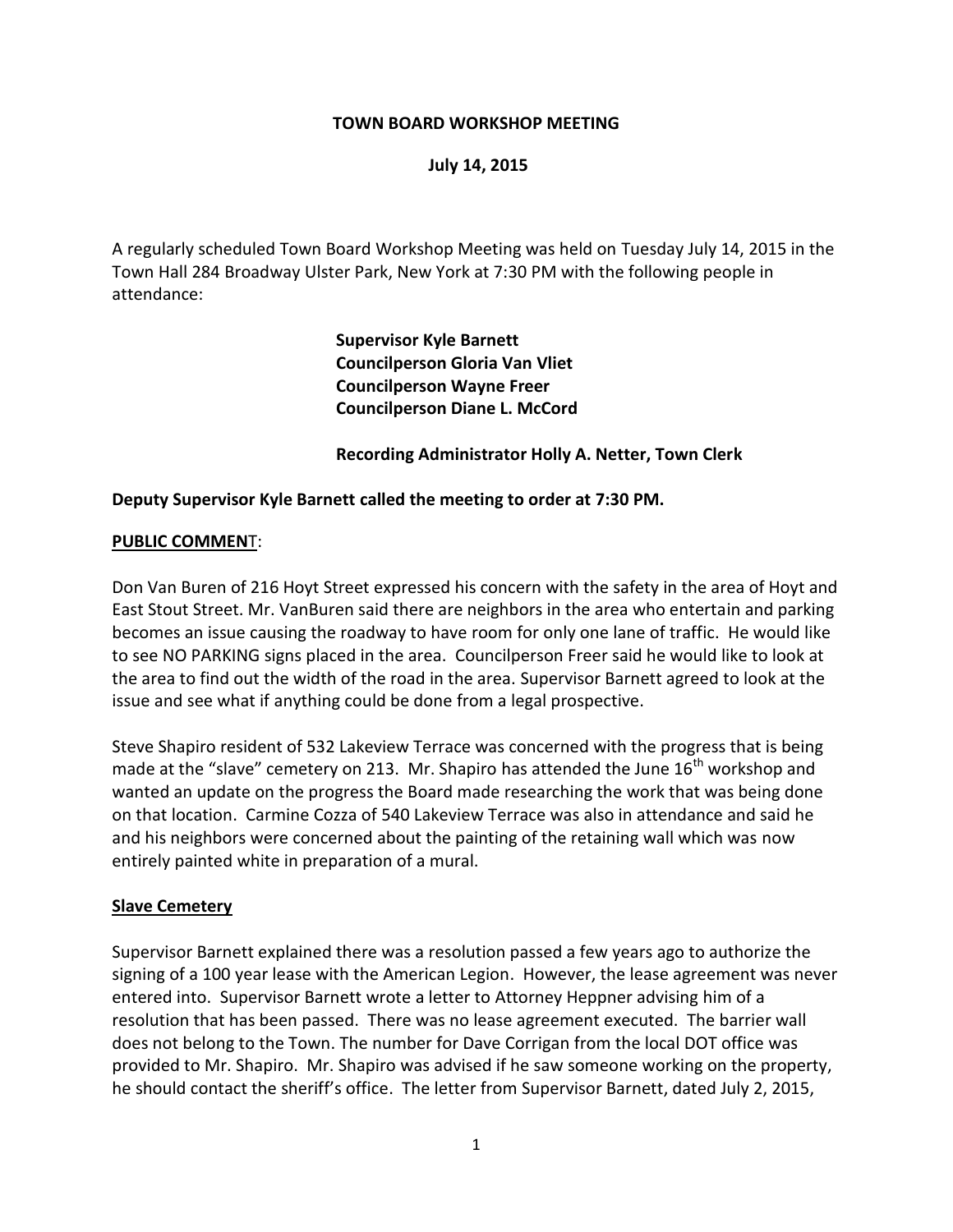**TOWN BOARD WORKSHOP MEETING**

**July 14, 2015**

A regularly scheduled Town Board Workshop Meeting was held on Tuesday July 14, 2015 in the Town Hall 284 Broadway Ulster Park, New York at 7:30 PM with the following people in attendance:

**Supervisor Kyle Barnett**
**Councilperson Gloria Van Vliet**
**Councilperson Wayne Freer**
**Councilperson Diane L. McCord**

**Recording Administrator Holly A. Netter, Town Clerk**

**Deputy Supervisor Kyle Barnett called the meeting to order at 7:30 PM.**

**PUBLIC COMMENT**:

Don Van Buren of 216 Hoyt Street expressed his concern with the safety in the area of Hoyt and East Stout Street. Mr. VanBuren said there are neighbors in the area who entertain and parking becomes an issue causing the roadway to have room for only one lane of traffic. He would like to see NO PARKING signs placed in the area. Councilperson Freer said he would like to look at the area to find out the width of the road in the area. Supervisor Barnett agreed to look at the issue and see what if anything could be done from a legal prospective.

Steve Shapiro resident of 532 Lakeview Terrace was concerned with the progress that is being made at the "slave" cemetery on 213. Mr. Shapiro has attended the June 16th workshop and wanted an update on the progress the Board made researching the work that was being done on that location. Carmine Cozza of 540 Lakeview Terrace was also in attendance and said he and his neighbors were concerned about the painting of the retaining wall which was now entirely painted white in preparation of a mural.

**Slave Cemetery**

Supervisor Barnett explained there was a resolution passed a few years ago to authorize the signing of a 100 year lease with the American Legion. However, the lease agreement was never entered into. Supervisor Barnett wrote a letter to Attorney Heppner advising him of a resolution that has been passed. There was no lease agreement executed. The barrier wall does not belong to the Town. The number for Dave Corrigan from the local DOT office was provided to Mr. Shapiro. Mr. Shapiro was advised if he saw someone working on the property, he should contact the sheriff's office. The letter from Supervisor Barnett, dated July 2, 2015,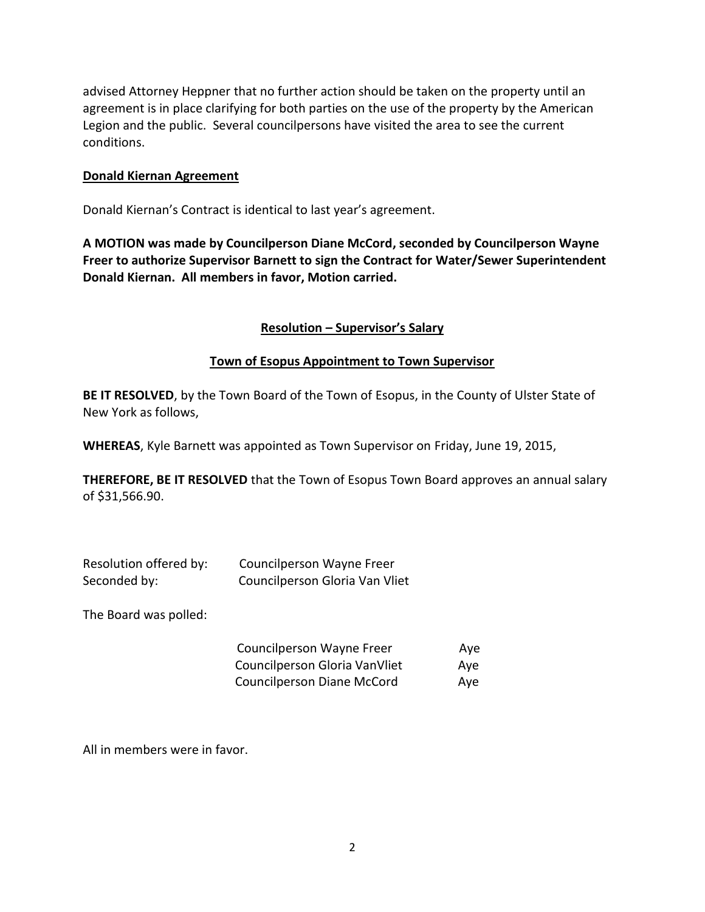advised Attorney Heppner that no further action should be taken on the property until an agreement is in place clarifying for both parties on the use of the property by the American Legion and the public. Several councilpersons have visited the area to see the current conditions.

**Donald Kiernan Agreement**

Donald Kiernan's Contract is identical to last year's agreement.

**A MOTION was made by Councilperson Diane McCord, seconded by Councilperson Wayne Freer to authorize Supervisor Barnett to sign the Contract for Water/Sewer Superintendent Donald Kiernan. All members in favor, Motion carried.**

**Resolution – Supervisor's Salary**

**Town of Esopus Appointment to Town Supervisor**

**BE IT RESOLVED**, by the Town Board of the Town of Esopus, in the County of Ulster State of New York as follows,

**WHEREAS**, Kyle Barnett was appointed as Town Supervisor on Friday, June 19, 2015,

**THEREFORE, BE IT RESOLVED** that the Town of Esopus Town Board approves an annual salary of $31,566.90.

Resolution offered by: Councilperson Wayne Freer
Seconded by: Councilperson Gloria Van Vliet

The Board was polled:

| | |
|---|---|
| Councilperson Wayne Freer | Aye |
| Councilperson Gloria VanVliet | Aye |
| Councilperson Diane McCord | Aye |

All in members were in favor.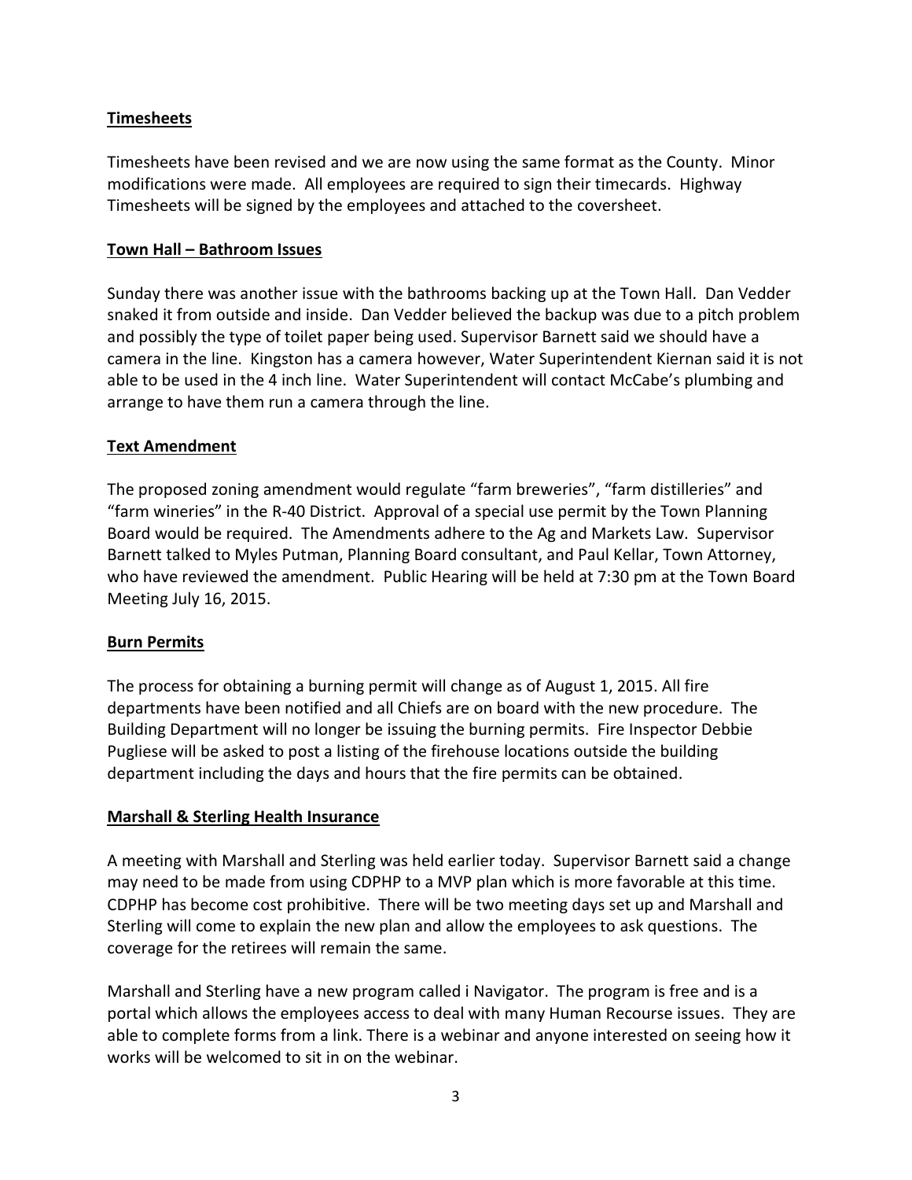**Timesheets**

Timesheets have been revised and we are now using the same format as the County. Minor modifications were made. All employees are required to sign their timecards. Highway Timesheets will be signed by the employees and attached to the coversheet.

**Town Hall – Bathroom Issues**

Sunday there was another issue with the bathrooms backing up at the Town Hall. Dan Vedder snaked it from outside and inside. Dan Vedder believed the backup was due to a pitch problem and possibly the type of toilet paper being used. Supervisor Barnett said we should have a camera in the line. Kingston has a camera however, Water Superintendent Kiernan said it is not able to be used in the 4 inch line. Water Superintendent will contact McCabe's plumbing and arrange to have them run a camera through the line.

**Text Amendment**

The proposed zoning amendment would regulate "farm breweries", "farm distilleries" and "farm wineries" in the R-40 District. Approval of a special use permit by the Town Planning Board would be required. The Amendments adhere to the Ag and Markets Law. Supervisor Barnett talked to Myles Putman, Planning Board consultant, and Paul Kellar, Town Attorney, who have reviewed the amendment. Public Hearing will be held at 7:30 pm at the Town Board Meeting July 16, 2015.

**Burn Permits**

The process for obtaining a burning permit will change as of August 1, 2015. All fire departments have been notified and all Chiefs are on board with the new procedure. The Building Department will no longer be issuing the burning permits. Fire Inspector Debbie Pugliese will be asked to post a listing of the firehouse locations outside the building department including the days and hours that the fire permits can be obtained.

**Marshall & Sterling Health Insurance**

A meeting with Marshall and Sterling was held earlier today. Supervisor Barnett said a change may need to be made from using CDPHP to a MVP plan which is more favorable at this time. CDPHP has become cost prohibitive. There will be two meeting days set up and Marshall and Sterling will come to explain the new plan and allow the employees to ask questions. The coverage for the retirees will remain the same.

Marshall and Sterling have a new program called i Navigator. The program is free and is a portal which allows the employees access to deal with many Human Recourse issues. They are able to complete forms from a link. There is a webinar and anyone interested on seeing how it works will be welcomed to sit in on the webinar.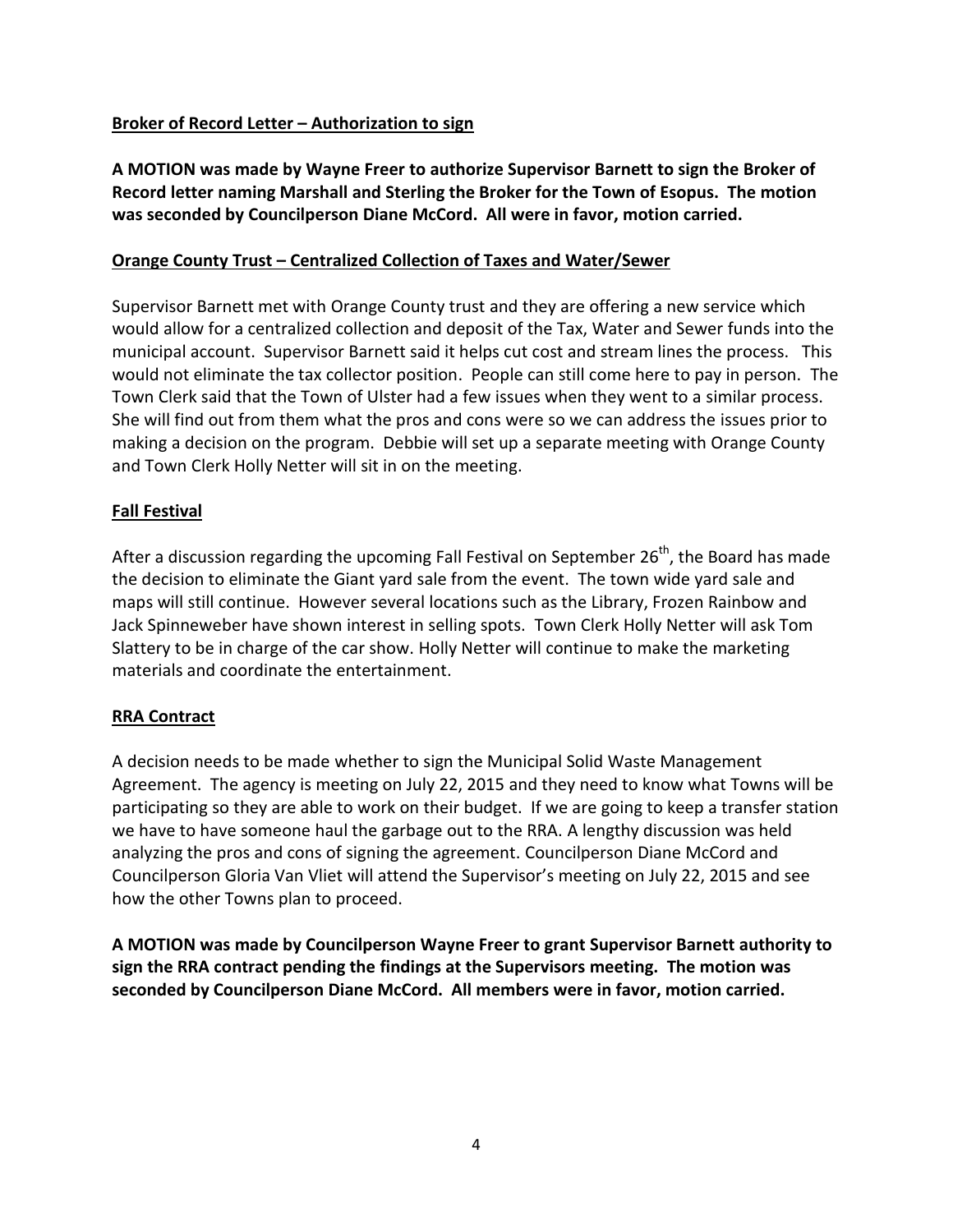**Broker of Record Letter – Authorization to sign**

**A MOTION was made by Wayne Freer to authorize Supervisor Barnett to sign the Broker of Record letter naming Marshall and Sterling the Broker for the Town of Esopus. The motion was seconded by Councilperson Diane McCord. All were in favor, motion carried.**

**Orange County Trust – Centralized Collection of Taxes and Water/Sewer**

Supervisor Barnett met with Orange County trust and they are offering a new service which would allow for a centralized collection and deposit of the Tax, Water and Sewer funds into the municipal account. Supervisor Barnett said it helps cut cost and stream lines the process. This would not eliminate the tax collector position. People can still come here to pay in person. The Town Clerk said that the Town of Ulster had a few issues when they went to a similar process. She will find out from them what the pros and cons were so we can address the issues prior to making a decision on the program. Debbie will set up a separate meeting with Orange County and Town Clerk Holly Netter will sit in on the meeting.

**Fall Festival**

After a discussion regarding the upcoming Fall Festival on September 26th, the Board has made the decision to eliminate the Giant yard sale from the event. The town wide yard sale and maps will still continue. However several locations such as the Library, Frozen Rainbow and Jack Spinneweber have shown interest in selling spots. Town Clerk Holly Netter will ask Tom Slattery to be in charge of the car show. Holly Netter will continue to make the marketing materials and coordinate the entertainment.

**RRA Contract**

A decision needs to be made whether to sign the Municipal Solid Waste Management Agreement. The agency is meeting on July 22, 2015 and they need to know what Towns will be participating so they are able to work on their budget. If we are going to keep a transfer station we have to have someone haul the garbage out to the RRA. A lengthy discussion was held analyzing the pros and cons of signing the agreement. Councilperson Diane McCord and Councilperson Gloria Van Vliet will attend the Supervisor's meeting on July 22, 2015 and see how the other Towns plan to proceed.

**A MOTION was made by Councilperson Wayne Freer to grant Supervisor Barnett authority to sign the RRA contract pending the findings at the Supervisors meeting. The motion was seconded by Councilperson Diane McCord. All members were in favor, motion carried.**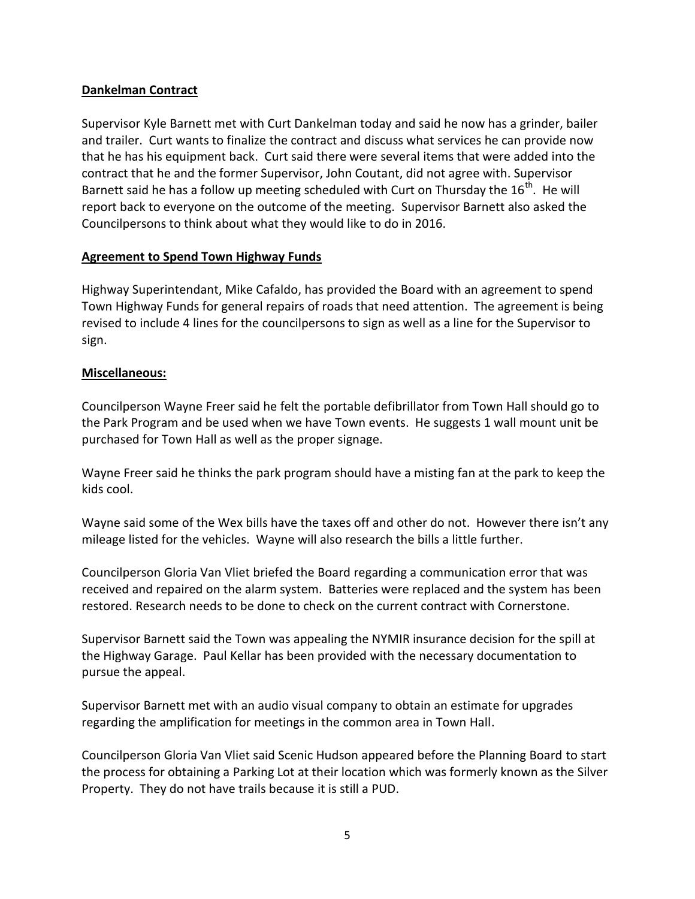**Dankelman Contract**

Supervisor Kyle Barnett met with Curt Dankelman today and said he now has a grinder, bailer and trailer. Curt wants to finalize the contract and discuss what services he can provide now that he has his equipment back. Curt said there were several items that were added into the contract that he and the former Supervisor, John Coutant, did not agree with. Supervisor Barnett said he has a follow up meeting scheduled with Curt on Thursday the 16th. He will report back to everyone on the outcome of the meeting. Supervisor Barnett also asked the Councilpersons to think about what they would like to do in 2016.

**Agreement to Spend Town Highway Funds**

Highway Superintendant, Mike Cafaldo, has provided the Board with an agreement to spend Town Highway Funds for general repairs of roads that need attention. The agreement is being revised to include 4 lines for the councilpersons to sign as well as a line for the Supervisor to sign.

**Miscellaneous:**

Councilperson Wayne Freer said he felt the portable defibrillator from Town Hall should go to the Park Program and be used when we have Town events. He suggests 1 wall mount unit be purchased for Town Hall as well as the proper signage.

Wayne Freer said he thinks the park program should have a misting fan at the park to keep the kids cool.

Wayne said some of the Wex bills have the taxes off and other do not. However there isn't any mileage listed for the vehicles. Wayne will also research the bills a little further.

Councilperson Gloria Van Vliet briefed the Board regarding a communication error that was received and repaired on the alarm system. Batteries were replaced and the system has been restored. Research needs to be done to check on the current contract with Cornerstone.

Supervisor Barnett said the Town was appealing the NYMIR insurance decision for the spill at the Highway Garage. Paul Kellar has been provided with the necessary documentation to pursue the appeal.

Supervisor Barnett met with an audio visual company to obtain an estimate for upgrades regarding the amplification for meetings in the common area in Town Hall.

Councilperson Gloria Van Vliet said Scenic Hudson appeared before the Planning Board to start the process for obtaining a Parking Lot at their location which was formerly known as the Silver Property. They do not have trails because it is still a PUD.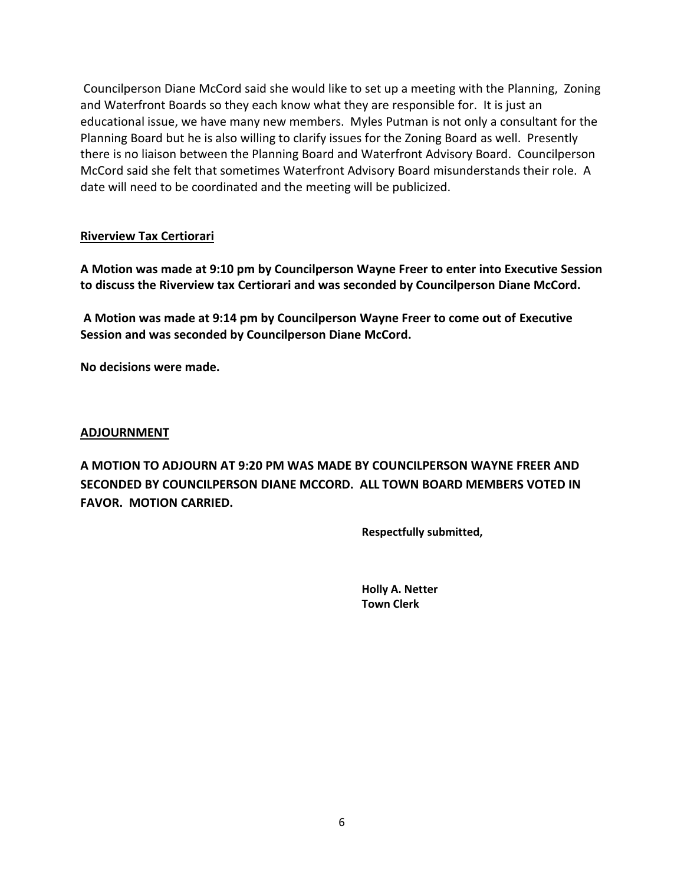Councilperson Diane McCord said she would like to set up a meeting with the Planning, Zoning and Waterfront Boards so they each know what they are responsible for. It is just an educational issue, we have many new members. Myles Putman is not only a consultant for the Planning Board but he is also willing to clarify issues for the Zoning Board as well. Presently there is no liaison between the Planning Board and Waterfront Advisory Board. Councilperson McCord said she felt that sometimes Waterfront Advisory Board misunderstands their role. A date will need to be coordinated and the meeting will be publicized.

**Riverview Tax Certiorari**

**A Motion was made at 9:10 pm by Councilperson Wayne Freer to enter into Executive Session to discuss the Riverview tax Certiorari and was seconded by Councilperson Diane McCord.**

**A Motion was made at 9:14 pm by Councilperson Wayne Freer to come out of Executive Session and was seconded by Councilperson Diane McCord.**

**No decisions were made.**

**ADJOURNMENT**

**A MOTION TO ADJOURN AT 9:20 PM WAS MADE BY COUNCILPERSON WAYNE FREER AND SECONDED BY COUNCILPERSON DIANE MCCORD. ALL TOWN BOARD MEMBERS VOTED IN FAVOR. MOTION CARRIED.**

**Respectfully submitted,**

**Holly A. Netter**
**Town Clerk**